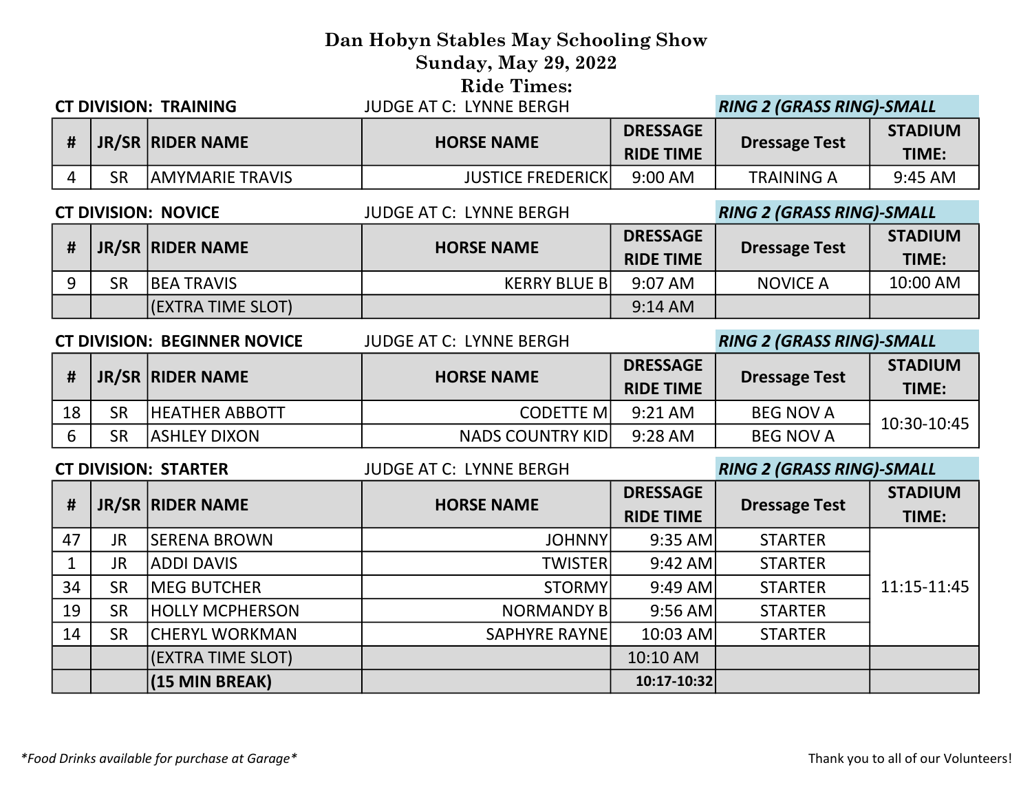# Dan Hobyn Stables May Schooling Show
## Sunday, May 29, 2022
## Ride Times:

**CT DIVISION: TRAINING** JUDGE AT C: LYNNE BERGH *RING 2 (GRASS RING)-SMALL*

| # | JR/SR | RIDER NAME | HORSE NAME | DRESSAGE RIDE TIME | Dressage Test | STADIUM TIME: |
|---|---|---|---|---|---|---|
| 4 | SR | AMYMARIE TRAVIS | JUSTICE FREDERICK | 9:00 AM | TRAINING A | 9:45 AM |

**CT DIVISION: NOVICE** JUDGE AT C: LYNNE BERGH *RING 2 (GRASS RING)-SMALL*

| # | JR/SR | RIDER NAME | HORSE NAME | DRESSAGE RIDE TIME | Dressage Test | STADIUM TIME: |
|---|---|---|---|---|---|---|
| 9 | SR | BEA TRAVIS | KERRY BLUE B | 9:07 AM | NOVICE A | 10:00 AM |
| | | (EXTRA TIME SLOT) | | 9:14 AM | | |

**CT DIVISION: BEGINNER NOVICE** JUDGE AT C: LYNNE BERGH *RING 2 (GRASS RING)-SMALL*

| # | JR/SR | RIDER NAME | HORSE NAME | DRESSAGE RIDE TIME | Dressage Test | STADIUM TIME: |
|---|---|---|---|---|---|---|
| 18 | SR | HEATHER ABBOTT | CODETTE M | 9:21 AM | BEG NOV A | 10:30-10:45 |
| 6 | SR | ASHLEY DIXON | NADS COUNTRY KID | 9:28 AM | BEG NOV A | |

**CT DIVISION: STARTER** JUDGE AT C: LYNNE BERGH *RING 2 (GRASS RING)-SMALL*

| # | JR/SR | RIDER NAME | HORSE NAME | DRESSAGE RIDE TIME | Dressage Test | STADIUM TIME: |
|---|---|---|---|---|---|---|
| 47 | JR | SERENA BROWN | JOHNNY | 9:35 AM | STARTER | 11:15-11:45 |
| 1 | JR | ADDI DAVIS | TWISTER | 9:42 AM | STARTER | |
| 34 | SR | MEG BUTCHER | STORMY | 9:49 AM | STARTER | |
| 19 | SR | HOLLY MCPHERSON | NORMANDY B | 9:56 AM | STARTER | |
| 14 | SR | CHERYL WORKMAN | SAPHYRE RAYNE | 10:03 AM | STARTER | |
| | | (EXTRA TIME SLOT) | | 10:10 AM | | |
| | | **(15 MIN BREAK)** | | **10:17-10:32** | | |

*\*Food Drinks available for purchase at Garage\**

Thank you to all of our Volunteers!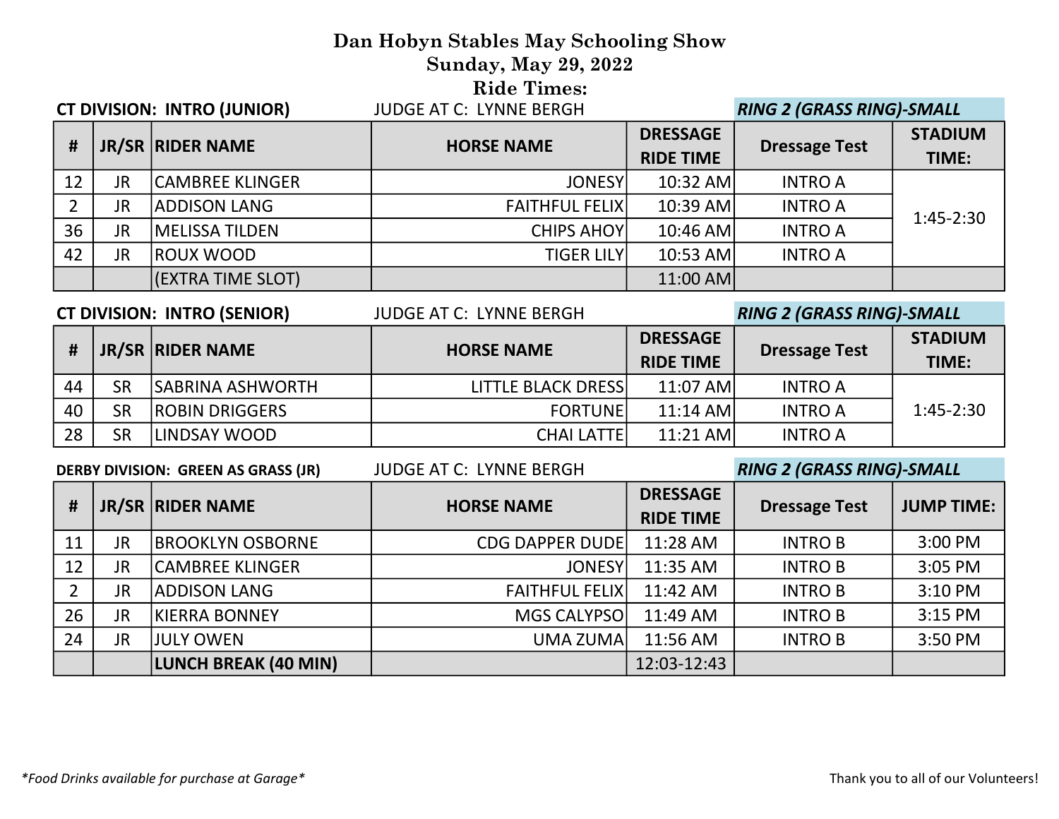# Dan Hobyn Stables May Schooling Show
## Sunday, May 29, 2022
## Ride Times:

**CT DIVISION: INTRO (JUNIOR)** JUDGE AT C: LYNNE BERGH *RING 2 (GRASS RING)-SMALL*

| # | JR/SR | RIDER NAME | HORSE NAME | DRESSAGE RIDE TIME | Dressage Test | STADIUM TIME: |
|---|---|---|---|---|---|---|
| 12 | JR | CAMBREE KLINGER | JONESY | 10:32 AM | INTRO A | 1:45-2:30 |
| 2 | JR | ADDISON LANG | FAITHFUL FELIX | 10:39 AM | INTRO A | |
| 36 | JR | MELISSA TILDEN | CHIPS AHOY | 10:46 AM | INTRO A | |
| 42 | JR | ROUX WOOD | TIGER LILY | 10:53 AM | INTRO A | |
| | | (EXTRA TIME SLOT) | | 11:00 AM | | |

**CT DIVISION: INTRO (SENIOR)** JUDGE AT C: LYNNE BERGH *RING 2 (GRASS RING)-SMALL*

| # | JR/SR | RIDER NAME | HORSE NAME | DRESSAGE RIDE TIME | Dressage Test | STADIUM TIME: |
|---|---|---|---|---|---|---|
| 44 | SR | SABRINA ASHWORTH | LITTLE BLACK DRESS | 11:07 AM | INTRO A | 1:45-2:30 |
| 40 | SR | ROBIN DRIGGERS | FORTUNE | 11:14 AM | INTRO A | |
| 28 | SR | LINDSAY WOOD | CHAI LATTE | 11:21 AM | INTRO A | |

**DERBY DIVISION: GREEN AS GRASS (JR)** JUDGE AT C: LYNNE BERGH *RING 2 (GRASS RING)-SMALL*

| # | JR/SR | RIDER NAME | HORSE NAME | DRESSAGE RIDE TIME | Dressage Test | JUMP TIME: |
|---|---|---|---|---|---|---|
| 11 | JR | BROOKLYN OSBORNE | CDG DAPPER DUDE | 11:28 AM | INTRO B | 3:00 PM |
| 12 | JR | CAMBREE KLINGER | JONESY | 11:35 AM | INTRO B | 3:05 PM |
| 2 | JR | ADDISON LANG | FAITHFUL FELIX | 11:42 AM | INTRO B | 3:10 PM |
| 26 | JR | KIERRA BONNEY | MGS CALYPSO | 11:49 AM | INTRO B | 3:15 PM |
| 24 | JR | JULY OWEN | UMA ZUMA | 11:56 AM | INTRO B | 3:50 PM |
| | | **LUNCH BREAK (40 MIN)** | | 12:03-12:43 | | |

*\*Food Drinks available for purchase at Garage\**

Thank you to all of our Volunteers!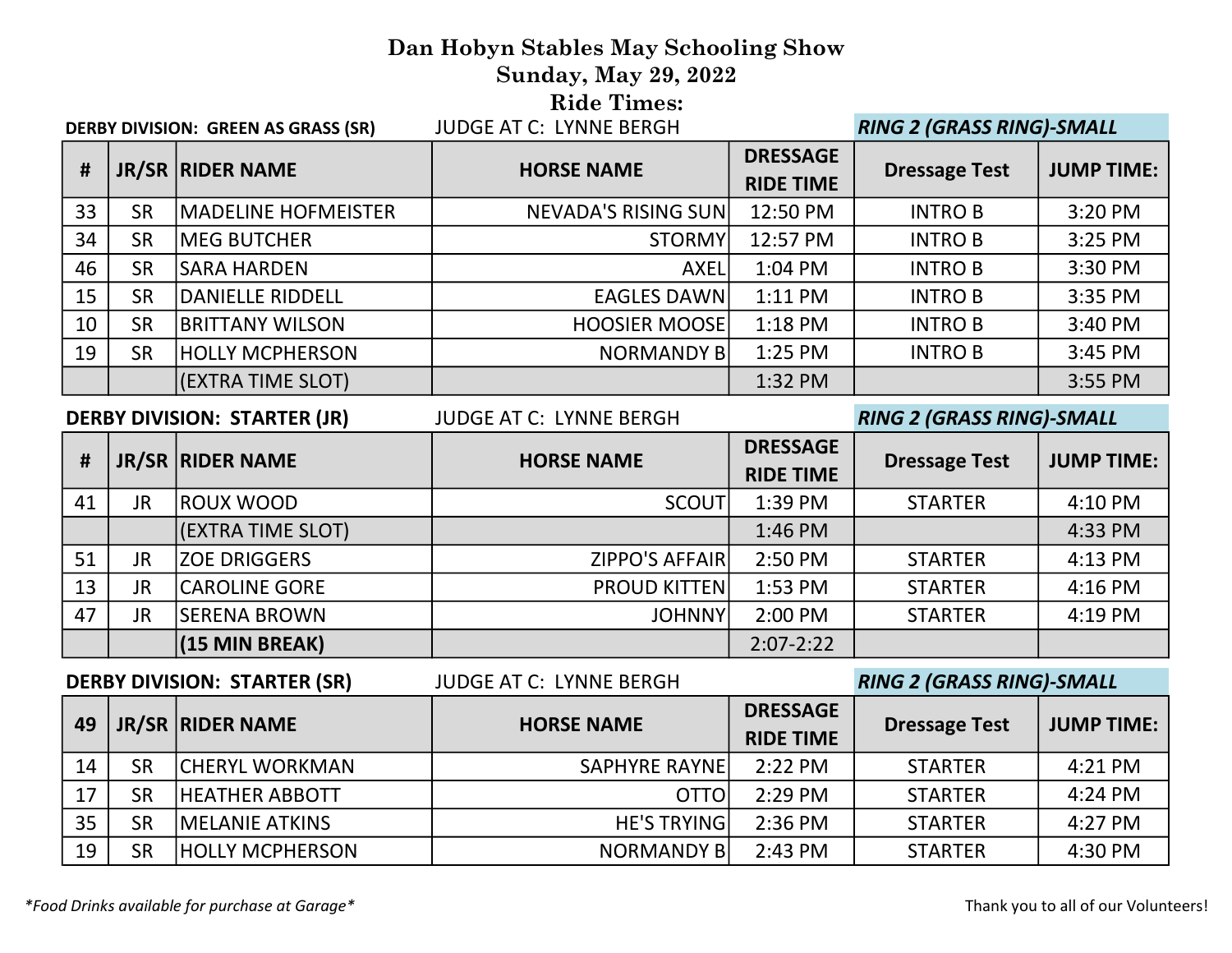# Dan Hobyn Stables May Schooling Show

## Sunday, May 29, 2022

## Ride Times:

**DERBY DIVISION: GREEN AS GRASS (SR)** JUDGE AT C: LYNNE BERGH ***RING 2 (GRASS RING)-SMALL***

| # | JR/SR | RIDER NAME | HORSE NAME | DRESSAGE RIDE TIME | Dressage Test | JUMP TIME: |
|---|---|---|---|---|---|---|
| 33 | SR | MADELINE HOFMEISTER | NEVADA'S RISING SUN | 12:50 PM | INTRO B | 3:20 PM |
| 34 | SR | MEG BUTCHER | STORMY | 12:57 PM | INTRO B | 3:25 PM |
| 46 | SR | SARA HARDEN | AXEL | 1:04 PM | INTRO B | 3:30 PM |
| 15 | SR | DANIELLE RIDDELL | EAGLES DAWN | 1:11 PM | INTRO B | 3:35 PM |
| 10 | SR | BRITTANY WILSON | HOOSIER MOOSE | 1:18 PM | INTRO B | 3:40 PM |
| 19 | SR | HOLLY MCPHERSON | NORMANDY B | 1:25 PM | INTRO B | 3:45 PM |
| | | (EXTRA TIME SLOT) | | 1:32 PM | | 3:55 PM |

**DERBY DIVISION: STARTER (JR)** JUDGE AT C: LYNNE BERGH ***RING 2 (GRASS RING)-SMALL***

| # | JR/SR | RIDER NAME | HORSE NAME | DRESSAGE RIDE TIME | Dressage Test | JUMP TIME: |
|---|---|---|---|---|---|---|
| 41 | JR | ROUX WOOD | SCOUT | 1:39 PM | STARTER | 4:10 PM |
| | | (EXTRA TIME SLOT) | | 1:46 PM | | 4:33 PM |
| 51 | JR | ZOE DRIGGERS | ZIPPO'S AFFAIR | 2:50 PM | STARTER | 4:13 PM |
| 13 | JR | CAROLINE GORE | PROUD KITTEN | 1:53 PM | STARTER | 4:16 PM |
| 47 | JR | SERENA BROWN | JOHNNY | 2:00 PM | STARTER | 4:19 PM |
| | | **(15 MIN BREAK)** | | 2:07-2:22 | | |

**DERBY DIVISION: STARTER (SR)** JUDGE AT C: LYNNE BERGH ***RING 2 (GRASS RING)-SMALL***

| 49 | JR/SR | RIDER NAME | HORSE NAME | DRESSAGE RIDE TIME | Dressage Test | JUMP TIME: |
|---|---|---|---|---|---|---|
| 14 | SR | CHERYL WORKMAN | SAPHYRE RAYNE | 2:22 PM | STARTER | 4:21 PM |
| 17 | SR | HEATHER ABBOTT | OTTO | 2:29 PM | STARTER | 4:24 PM |
| 35 | SR | MELANIE ATKINS | HE'S TRYING | 2:36 PM | STARTER | 4:27 PM |
| 19 | SR | HOLLY MCPHERSON | NORMANDY B | 2:43 PM | STARTER | 4:30 PM |

*\*Food Drinks available for purchase at Garage\**

Thank you to all of our Volunteers!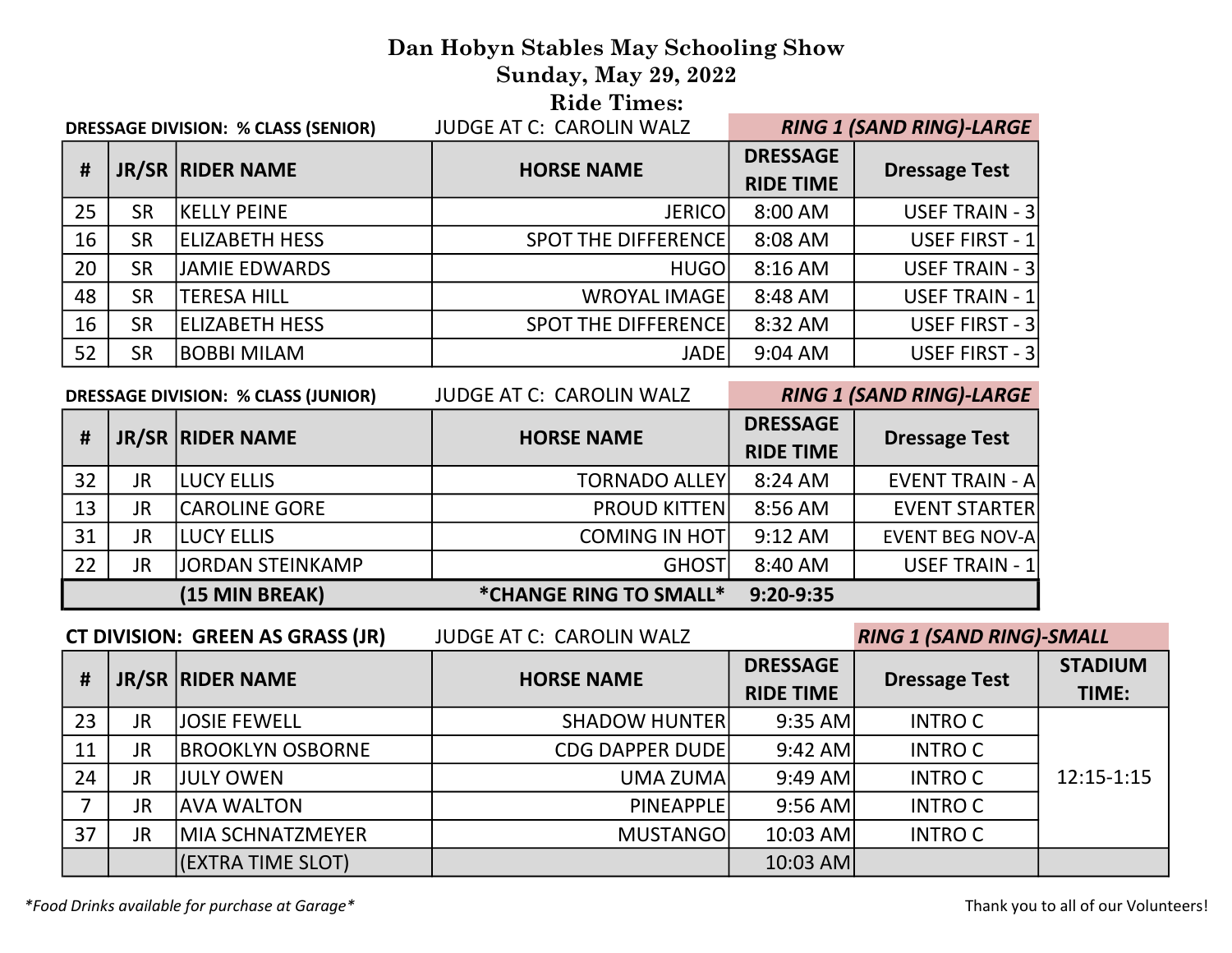# Dan Hobyn Stables May Schooling Show
## Sunday, May 29, 2022
## Ride Times:

**DRESSAGE DIVISION: % CLASS (SENIOR)** JUDGE AT C: CAROLIN WALZ ***RING 1 (SAND RING)-LARGE***

| # | JR/SR | RIDER NAME | HORSE NAME | DRESSAGE RIDE TIME | Dressage Test |
|---|---|---|---|---|---|
| 25 | SR | KELLY PEINE | JERICO | 8:00 AM | USEF TRAIN - 3 |
| 16 | SR | ELIZABETH HESS | SPOT THE DIFFERENCE | 8:08 AM | USEF FIRST - 1 |
| 20 | SR | JAMIE EDWARDS | HUGO | 8:16 AM | USEF TRAIN - 3 |
| 48 | SR | TERESA HILL | WROYAL IMAGE | 8:48 AM | USEF TRAIN - 1 |
| 16 | SR | ELIZABETH HESS | SPOT THE DIFFERENCE | 8:32 AM | USEF FIRST - 3 |
| 52 | SR | BOBBI MILAM | JADE | 9:04 AM | USEF FIRST - 3 |

**DRESSAGE DIVISION: % CLASS (JUNIOR)** JUDGE AT C: CAROLIN WALZ ***RING 1 (SAND RING)-LARGE***

| # | JR/SR | RIDER NAME | HORSE NAME | DRESSAGE RIDE TIME | Dressage Test |
|---|---|---|---|---|---|
| 32 | JR | LUCY ELLIS | TORNADO ALLEY | 8:24 AM | EVENT TRAIN - A |
| 13 | JR | CAROLINE GORE | PROUD KITTEN | 8:56 AM | EVENT STARTER |
| 31 | JR | LUCY ELLIS | COMING IN HOT | 9:12 AM | EVENT BEG NOV-A |
| 22 | JR | JORDAN STEINKAMP | GHOST | 8:40 AM | USEF TRAIN - 1 |
| | | **(15 MIN BREAK)** | ***CHANGE RING TO SMALL*** | **9:20-9:35** | |

**CT DIVISION: GREEN AS GRASS (JR)** JUDGE AT C: CAROLIN WALZ ***RING 1 (SAND RING)-SMALL***

| # | JR/SR | RIDER NAME | HORSE NAME | DRESSAGE RIDE TIME | Dressage Test | STADIUM TIME: |
|---|---|---|---|---|---|---|
| 23 | JR | JOSIE FEWELL | SHADOW HUNTER | 9:35 AM | INTRO C | 12:15-1:15 |
| 11 | JR | BROOKLYN OSBORNE | CDG DAPPER DUDE | 9:42 AM | INTRO C | |
| 24 | JR | JULY OWEN | UMA ZUMA | 9:49 AM | INTRO C | |
| 7 | JR | AVA WALTON | PINEAPPLE | 9:56 AM | INTRO C | |
| 37 | JR | MIA SCHNATZMEYER | MUSTANGO | 10:03 AM | INTRO C | |
| | | (EXTRA TIME SLOT) | | 10:03 AM | | |

**Food Drinks available for purchase at Garage*

Thank you to all of our Volunteers!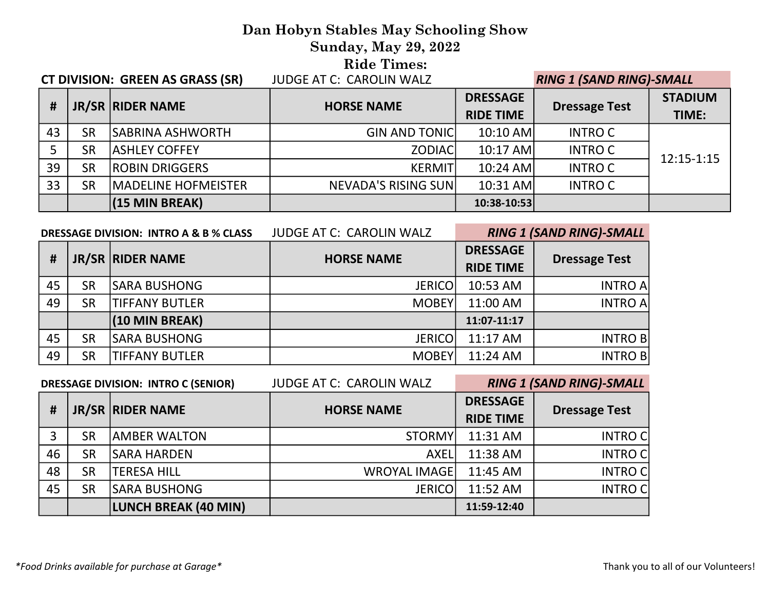# Dan Hobyn Stables May Schooling Show
## Sunday, May 29, 2022
## Ride Times:

**CT DIVISION: GREEN AS GRASS (SR)** JUDGE AT C: CAROLIN WALZ *RING 1 (SAND RING)-SMALL*

| # | JR/SR | RIDER NAME | HORSE NAME | DRESSAGE RIDE TIME | Dressage Test | STADIUM TIME: |
|---|---|---|---|---|---|---|
| 43 | SR | SABRINA ASHWORTH | GIN AND TONIC | 10:10 AM | INTRO C | 12:15-1:15 |
| 5 | SR | ASHLEY COFFEY | ZODIAC | 10:17 AM | INTRO C | |
| 39 | SR | ROBIN DRIGGERS | KERMIT | 10:24 AM | INTRO C | |
| 33 | SR | MADELINE HOFMEISTER | NEVADA'S RISING SUN | 10:31 AM | INTRO C | |
| | | **(15 MIN BREAK)** | | **10:38-10:53** | | |

**DRESSAGE DIVISION: INTRO A & B % CLASS** JUDGE AT C: CAROLIN WALZ *RING 1 (SAND RING)-SMALL*

| # | JR/SR | RIDER NAME | HORSE NAME | DRESSAGE RIDE TIME | Dressage Test |
|---|---|---|---|---|---|
| 45 | SR | SARA BUSHONG | JERICO | 10:53 AM | INTRO A |
| 49 | SR | TIFFANY BUTLER | MOBEY | 11:00 AM | INTRO A |
| | | **(10 MIN BREAK)** | | **11:07-11:17** | |
| 45 | SR | SARA BUSHONG | JERICO | 11:17 AM | INTRO B |
| 49 | SR | TIFFANY BUTLER | MOBEY | 11:24 AM | INTRO B |

**DRESSAGE DIVISION: INTRO C (SENIOR)** JUDGE AT C: CAROLIN WALZ *RING 1 (SAND RING)-SMALL*

| # | JR/SR | RIDER NAME | HORSE NAME | DRESSAGE RIDE TIME | Dressage Test |
|---|---|---|---|---|---|
| 3 | SR | AMBER WALTON | STORMY | 11:31 AM | INTRO C |
| 46 | SR | SARA HARDEN | AXEL | 11:38 AM | INTRO C |
| 48 | SR | TERESA HILL | WROYAL IMAGE | 11:45 AM | INTRO C |
| 45 | SR | SARA BUSHONG | JERICO | 11:52 AM | INTRO C |
| | | **LUNCH BREAK (40 MIN)** | | **11:59-12:40** | |

*\*Food Drinks available for purchase at Garage\**

Thank you to all of our Volunteers!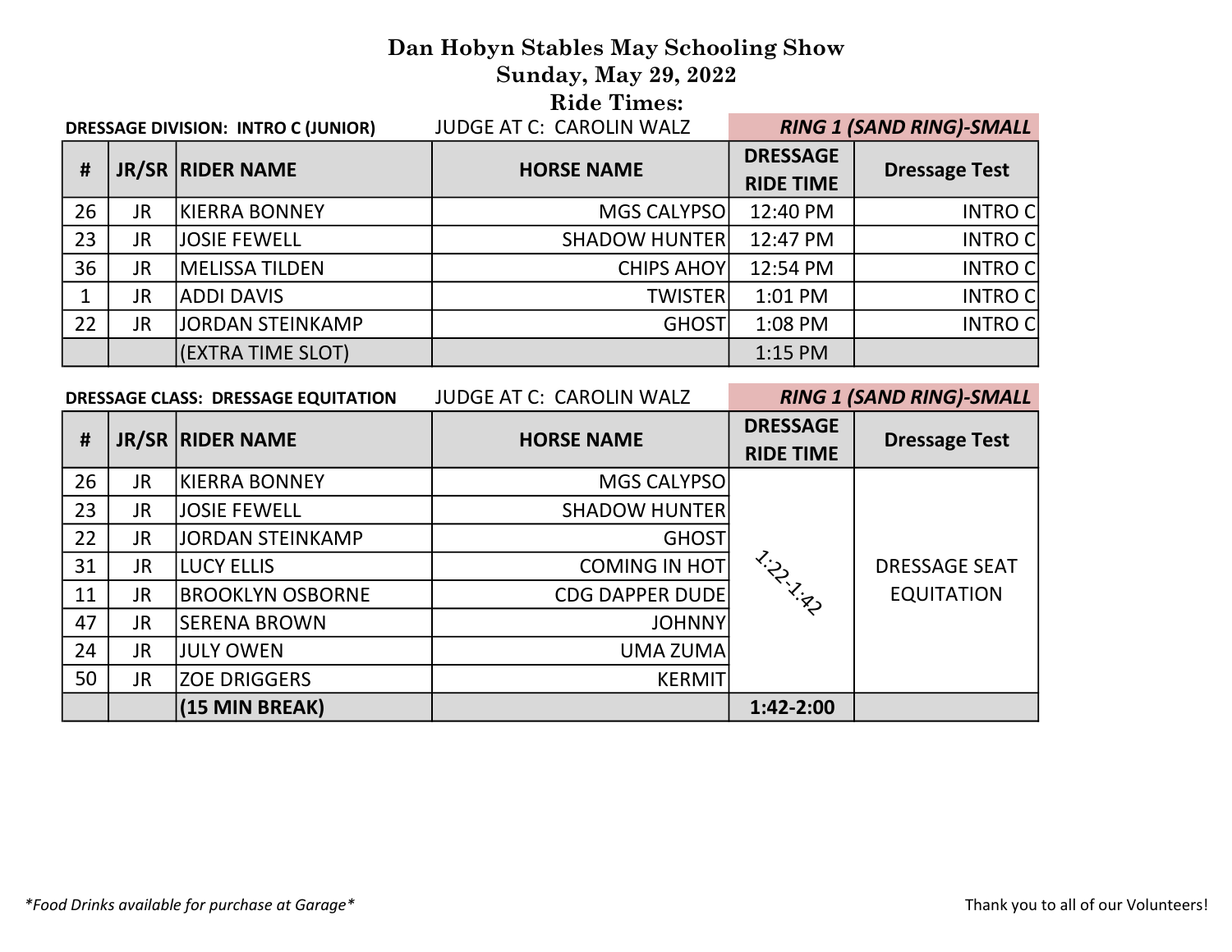# Dan Hobyn Stables May Schooling Show
## Sunday, May 29, 2022
## Ride Times:

**DRESSAGE DIVISION: INTRO C (JUNIOR)** JUDGE AT C: CAROLIN WALZ ***RING 1 (SAND RING)-SMALL***

| # | JR/SR | RIDER NAME | HORSE NAME | DRESSAGE RIDE TIME | Dressage Test |
|---|---|---|---|---|---|
| 26 | JR | KIERRA BONNEY | MGS CALYPSO | 12:40 PM | INTRO C |
| 23 | JR | JOSIE FEWELL | SHADOW HUNTER | 12:47 PM | INTRO C |
| 36 | JR | MELISSA TILDEN | CHIPS AHOY | 12:54 PM | INTRO C |
| 1 | JR | ADDI DAVIS | TWISTER | 1:01 PM | INTRO C |
| 22 | JR | JORDAN STEINKAMP | GHOST | 1:08 PM | INTRO C |
| | | (EXTRA TIME SLOT) | | 1:15 PM | |

**DRESSAGE CLASS: DRESSAGE EQUITATION** JUDGE AT C: CAROLIN WALZ ***RING 1 (SAND RING)-SMALL***

| # | JR/SR | RIDER NAME | HORSE NAME | DRESSAGE RIDE TIME | Dressage Test |
|---|---|---|---|---|---|
| 26 | JR | KIERRA BONNEY | MGS CALYPSO | 1:22-1:42 | DRESSAGE SEAT EQUITATION |
| 23 | JR | JOSIE FEWELL | SHADOW HUNTER | | |
| 22 | JR | JORDAN STEINKAMP | GHOST | | |
| 31 | JR | LUCY ELLIS | COMING IN HOT | | |
| 11 | JR | BROOKLYN OSBORNE | CDG DAPPER DUDE | | |
| 47 | JR | SERENA BROWN | JOHNNY | | |
| 24 | JR | JULY OWEN | UMA ZUMA | | |
| 50 | JR | ZOE DRIGGERS | KERMIT | | |
| | | **(15 MIN BREAK)** | | **1:42-2:00** | |

*\*Food Drinks available for purchase at Garage\**

Thank you to all of our Volunteers!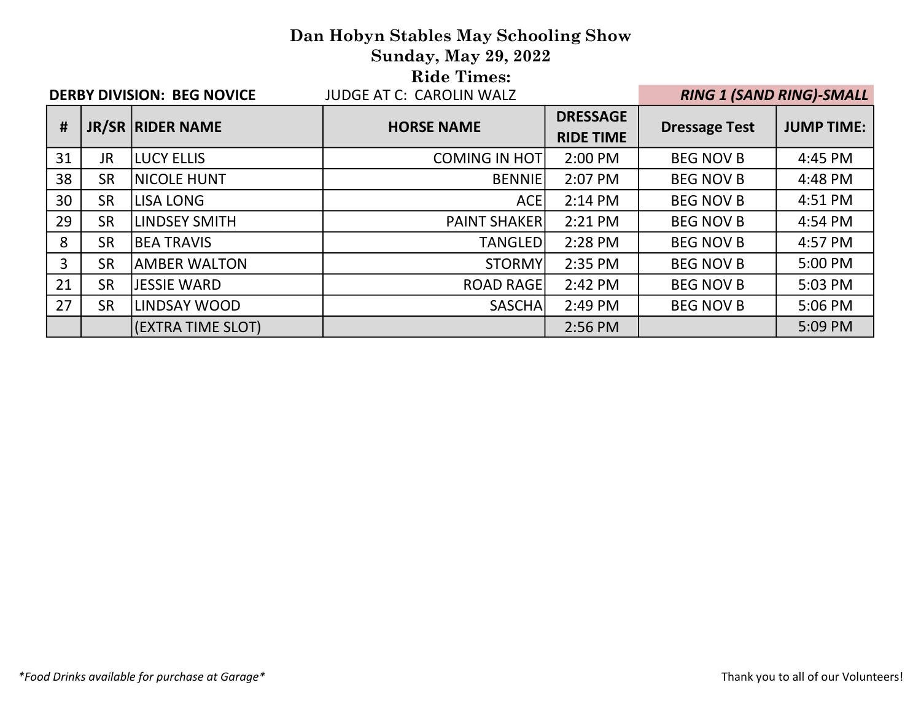**Dan Hobyn Stables May Schooling Show**
**Sunday, May 29, 2022**
**Ride Times:**

**DERBY DIVISION: BEG NOVICE** JUDGE AT C: CAROLIN WALZ ***RING 1 (SAND RING)-SMALL***

| # | JR/SR | RIDER NAME | HORSE NAME | DRESSAGE RIDE TIME | Dressage Test | JUMP TIME: |
|---|---|---|---|---|---|---|
| 31 | JR | LUCY ELLIS | COMING IN HOT | 2:00 PM | BEG NOV B | 4:45 PM |
| 38 | SR | NICOLE HUNT | BENNIE | 2:07 PM | BEG NOV B | 4:48 PM |
| 30 | SR | LISA LONG | ACE | 2:14 PM | BEG NOV B | 4:51 PM |
| 29 | SR | LINDSEY SMITH | PAINT SHAKER | 2:21 PM | BEG NOV B | 4:54 PM |
| 8 | SR | BEA TRAVIS | TANGLED | 2:28 PM | BEG NOV B | 4:57 PM |
| 3 | SR | AMBER WALTON | STORMY | 2:35 PM | BEG NOV B | 5:00 PM |
| 21 | SR | JESSIE WARD | ROAD RAGE | 2:42 PM | BEG NOV B | 5:03 PM |
| 27 | SR | LINDSAY WOOD | SASCHA | 2:49 PM | BEG NOV B | 5:06 PM |
| | | (EXTRA TIME SLOT) | | 2:56 PM | | 5:09 PM |

**Food Drinks available for purchase at Garage**

Thank you to all of our Volunteers!